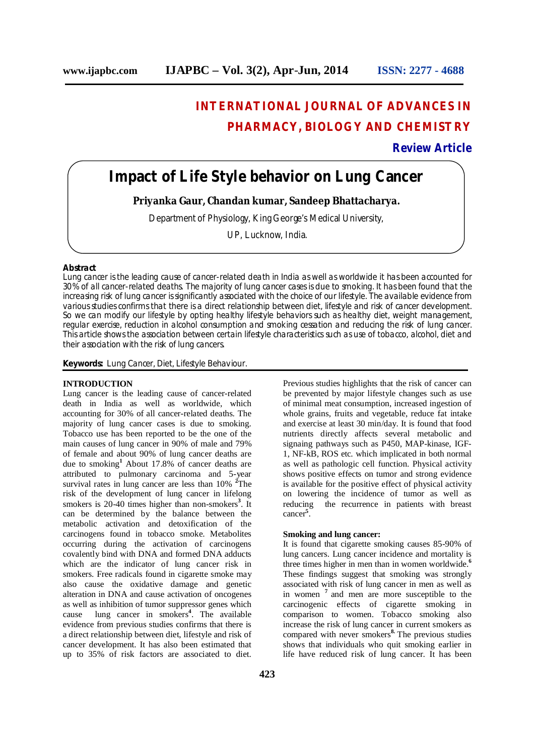# INTERNATIONAL JOURNAL OF ADVANCES IN PHARMACY, BIOLOGY AND CHEMISTRY

**Review Article**

# Impact of Life Style behavior on Lung Cancer

**Priyanka Gaur, Chandan kumar, Sandeep Bhattacharya.**

Department of Physiology, King George's Medical University,

UP, Lucknow, India.

## Abstract

Lung cancer is the leading cause of cancer-related death in India as well as worldwide it has been accounted for 30% of all cancer-related deaths. The majority of lung cancer cases is due to smoking. It has been found that the increasing risk of lung cancer is significantly associated with the choice of our lifestyle. The available evidence from various studies confirms that there is a direct relationship between diet, lifestyle and risk of cancer development. So we can modify our lifestyle by opting healthy lifestyle behaviors such as healthy diet, weight management, regular exercise, reduction in alcohol consumption and smoking cessation and reducing the risk of lung cancer. This article shows the association between certain lifestyle characteristics such as use of tobacco, alcohol, diet and their association with the risk of lung cancers.

**Keywords:** Lung Cancer, Diet, Lifestyle Behaviour.

## INTRODUCTION

Lung cancer is the leading cause of cancer-related death in India as well as worldwide, which accounting for 30% of all cancer-related deaths. The majority of lung cancer cases is due to smoking. Tobacco use has been reported to be the one of the main causes of lung cancer in 90% of male and 79% of female and about 90% of lung cancer deaths are due to smoking[1] About 17.8% of cancer deaths are attributed to pulmonary carcinoma and 5-year survival rates in lung cancer are less than 10% [2]The risk of the development of lung cancer in lifelong smokers is 20-40 times higher than non-smokers[3]. It can be determined by the balance between the metabolic activation and detoxification of the carcinogens found in tobacco smoke. Metabolites occurring during the activation of carcinogens covalently bind with DNA and formed DNA adducts which are the indicator of lung cancer risk in smokers. Free radicals found in cigarette smoke may also cause the oxidative damage and genetic alteration in DNA and cause activation of oncogenes as well as inhibition of tumor suppressor genes which cause lung cancer in smokers[4]. The available evidence from previous studies confirms that there is a direct relationship between diet, lifestyle and risk of cancer development. It has also been estimated that up to 35% of risk factors are associated to diet. Previous studies highlights that the risk of cancer can be prevented by major lifestyle changes such as use of minimal meat consumption, increased ingestion of whole grains, fruits and vegetable, reduce fat intake and exercise at least 30 min/day. It is found that food nutrients directly affects several metabolic and signaing pathways such as P450, MAP-kinase, IGF-1, NF-kB, ROS etc. which implicated in both normal as well as pathologic cell function. Physical activity shows positive effects on tumor and strong evidence is available for the positive effect of physical activity on lowering the incidence of tumor as well as reducing the recurrence in patients with breast cancer[5].

### Smoking and lung cancer:

It is found that cigarette smoking causes 85-90% of lung cancers. Lung cancer incidence and mortality is three times higher in men than in women worldwide.[6] These findings suggest that smoking was strongly associated with risk of lung cancer in men as well as in women [7] and men are more susceptible to the carcinogenic effects of cigarette smoking in comparison to women. Tobacco smoking also increase the risk of lung cancer in current smokers as compared with never smokers[8]. The previous studies shows that individuals who quit smoking earlier in life have reduced risk of lung cancer. It has been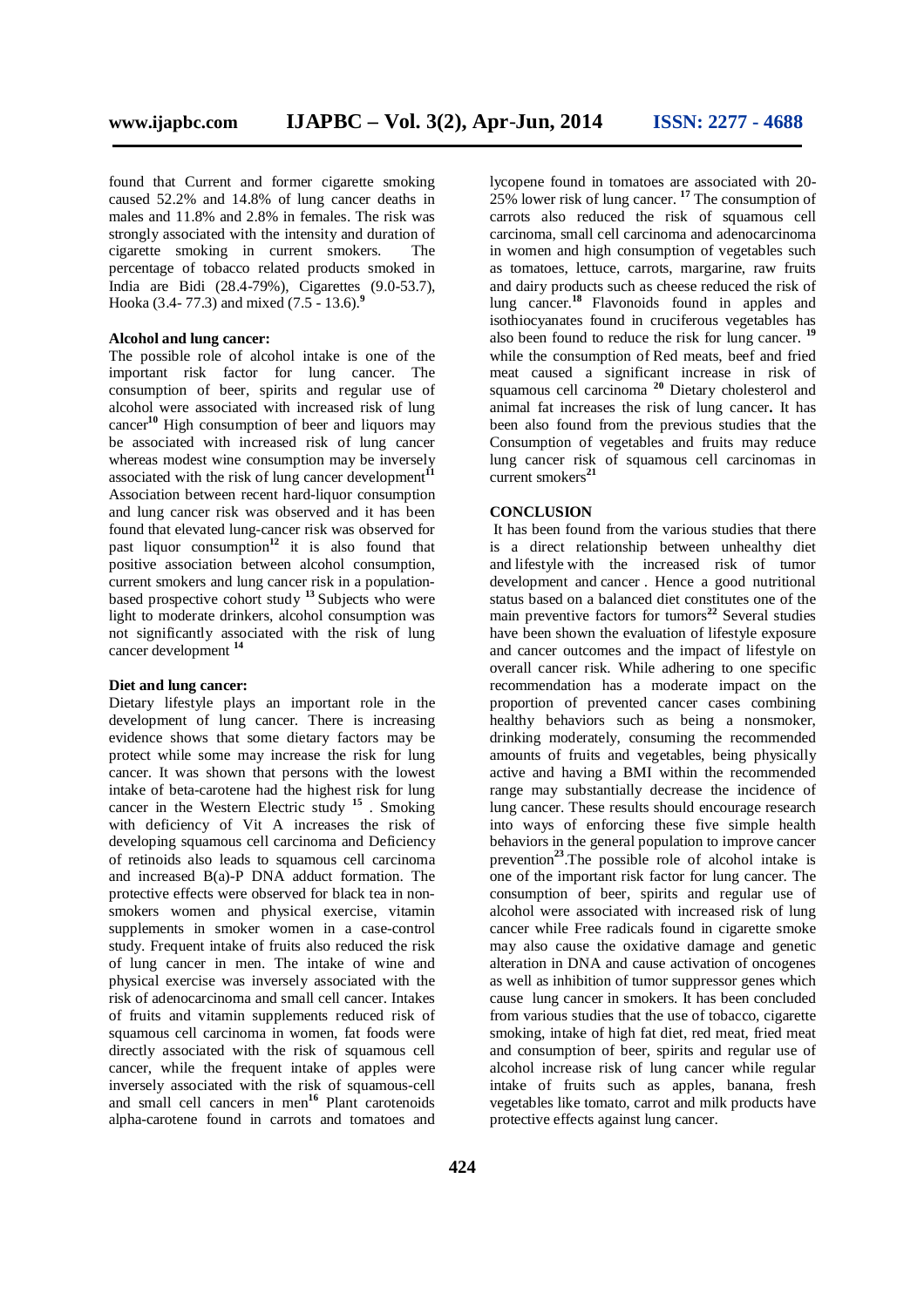found that Current and former cigarette smoking caused 52.2% and 14.8% of lung cancer deaths in males and 11.8% and 2.8% in females. The risk was strongly associated with the intensity and duration of cigarette smoking in current smokers. The percentage of tobacco related products smoked in India are Bidi (28.4-79%), Cigarettes (9.0-53.7), Hooka (3.4- 77.3) and mixed (7.5 - 13.6).[9]

**Alcohol and lung cancer:**

The possible role of alcohol intake is one of the important risk factor for lung cancer. The consumption of beer, spirits and regular use of alcohol were associated with increased risk of lung cancer[10] High consumption of beer and liquors may be associated with increased risk of lung cancer whereas modest wine consumption may be inversely associated with the risk of lung cancer development[11] Association between recent hard-liquor consumption and lung cancer risk was observed and it has been found that elevated lung-cancer risk was observed for past liquor consumption[12] it is also found that positive association between alcohol consumption, current smokers and lung cancer risk in a population-based prospective cohort study [13] Subjects who were light to moderate drinkers, alcohol consumption was not significantly associated with the risk of lung cancer development [14]

**Diet and lung cancer:**

Dietary lifestyle plays an important role in the development of lung cancer. There is increasing evidence shows that some dietary factors may be protect while some may increase the risk for lung cancer. It was shown that persons with the lowest intake of beta-carotene had the highest risk for lung cancer in the Western Electric study [15] . Smoking with deficiency of Vit A increases the risk of developing squamous cell carcinoma and Deficiency of retinoids also leads to squamous cell carcinoma and increased B(a)-P DNA adduct formation. The protective effects were observed for black tea in non-smokers women and physical exercise, vitamin supplements in smoker women in a case-control study. Frequent intake of fruits also reduced the risk of lung cancer in men. The intake of wine and physical exercise was inversely associated with the risk of adenocarcinoma and small cell cancer. Intakes of fruits and vitamin supplements reduced risk of squamous cell carcinoma in women, fat foods were directly associated with the risk of squamous cell cancer, while the frequent intake of apples were inversely associated with the risk of squamous-cell and small cell cancers in men[16] Plant carotenoids alpha-carotene found in carrots and tomatoes and lycopene found in tomatoes are associated with 20-25% lower risk of lung cancer. [17] The consumption of carrots also reduced the risk of squamous cell carcinoma, small cell carcinoma and adenocarcinoma in women and high consumption of vegetables such as tomatoes, lettuce, carrots, margarine, raw fruits and dairy products such as cheese reduced the risk of lung cancer.[18] Flavonoids found in apples and isothiocyanates found in cruciferous vegetables has also been found to reduce the risk for lung cancer. [19] while the consumption of Red meats, beef and fried meat caused a significant increase in risk of squamous cell carcinoma [20] Dietary cholesterol and animal fat increases the risk of lung cancer**.** It has been also found from the previous studies that the Consumption of vegetables and fruits may reduce lung cancer risk of squamous cell carcinomas in current smokers[21]

**CONCLUSION**

It has been found from the various studies that there is a direct relationship between unhealthy diet and lifestyle with the increased risk of tumor development and cancer . Hence a good nutritional status based on a balanced diet constitutes one of the main preventive factors for tumors[22] Several studies have been shown the evaluation of lifestyle exposure and cancer outcomes and the impact of lifestyle on overall cancer risk. While adhering to one specific recommendation has a moderate impact on the proportion of prevented cancer cases combining healthy behaviors such as being a nonsmoker, drinking moderately, consuming the recommended amounts of fruits and vegetables, being physically active and having a BMI within the recommended range may substantially decrease the incidence of lung cancer. These results should encourage research into ways of enforcing these five simple health behaviors in the general population to improve cancer prevention[23].The possible role of alcohol intake is one of the important risk factor for lung cancer. The consumption of beer, spirits and regular use of alcohol were associated with increased risk of lung cancer while Free radicals found in cigarette smoke may also cause the oxidative damage and genetic alteration in DNA and cause activation of oncogenes as well as inhibition of tumor suppressor genes which cause lung cancer in smokers. It has been concluded from various studies that the use of tobacco, cigarette smoking, intake of high fat diet, red meat, fried meat and consumption of beer, spirits and regular use of alcohol increase risk of lung cancer while regular intake of fruits such as apples, banana, fresh vegetables like tomato, carrot and milk products have protective effects against lung cancer.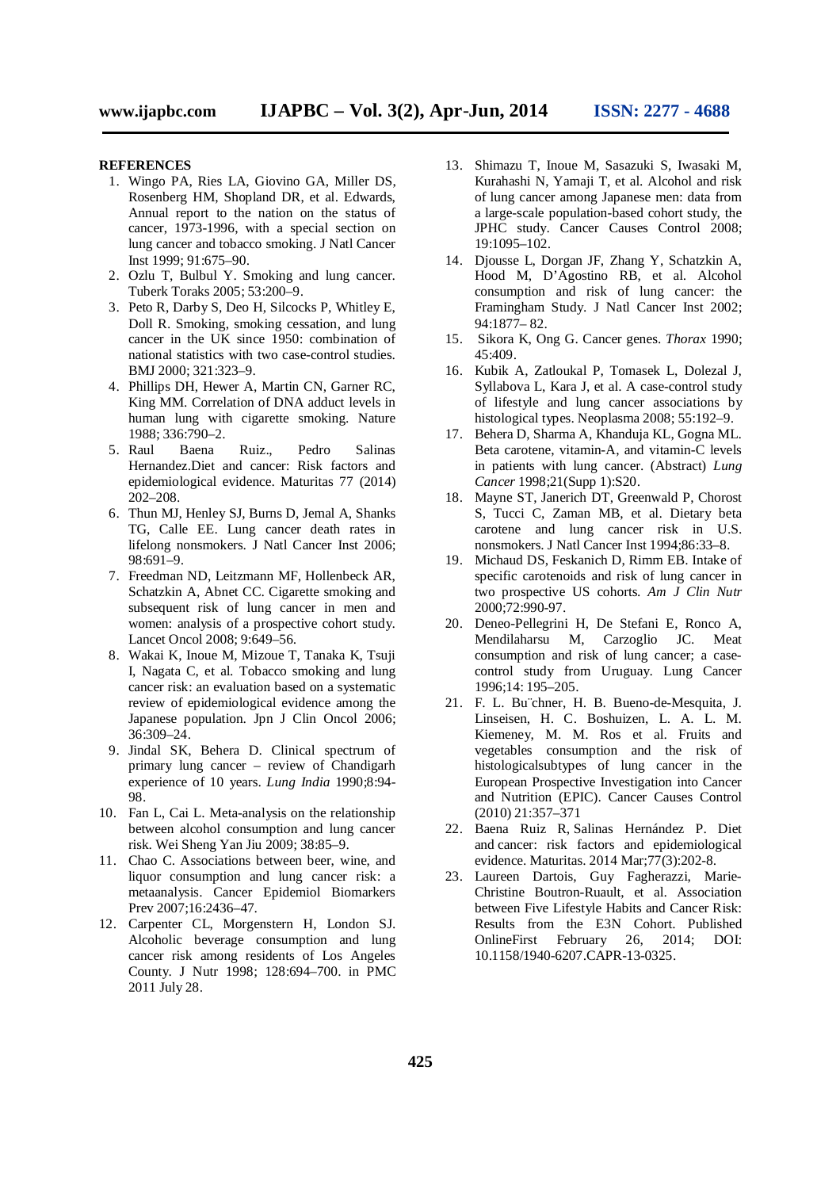**REFERENCES**

1. Wingo PA, Ries LA, Giovino GA, Miller DS, Rosenberg HM, Shopland DR, et al. Edwards, Annual report to the nation on the status of cancer, 1973-1996, with a special section on lung cancer and tobacco smoking. J Natl Cancer Inst 1999; 91:675–90.
2. Ozlu T, Bulbul Y. Smoking and lung cancer. Tuberk Toraks 2005; 53:200–9.
3. Peto R, Darby S, Deo H, Silcocks P, Whitley E, Doll R. Smoking, smoking cessation, and lung cancer in the UK since 1950: combination of national statistics with two case-control studies. BMJ 2000; 321:323–9.
4. Phillips DH, Hewer A, Martin CN, Garner RC, King MM. Correlation of DNA adduct levels in human lung with cigarette smoking. Nature 1988; 336:790–2.
5. Raul Baena Ruiz., Pedro Salinas Hernandez.Diet and cancer: Risk factors and epidemiological evidence. Maturitas 77 (2014) 202–208.
6. Thun MJ, Henley SJ, Burns D, Jemal A, Shanks TG, Calle EE. Lung cancer death rates in lifelong nonsmokers. J Natl Cancer Inst 2006; 98:691–9.
7. Freedman ND, Leitzmann MF, Hollenbeck AR, Schatzkin A, Abnet CC. Cigarette smoking and subsequent risk of lung cancer in men and women: analysis of a prospective cohort study. Lancet Oncol 2008; 9:649–56.
8. Wakai K, Inoue M, Mizoue T, Tanaka K, Tsuji I, Nagata C, et al. Tobacco smoking and lung cancer risk: an evaluation based on a systematic review of epidemiological evidence among the Japanese population. Jpn J Clin Oncol 2006; 36:309–24.
9. Jindal SK, Behera D. Clinical spectrum of primary lung cancer – review of Chandigarh experience of 10 years. *Lung India* 1990;8:94-98.
10. Fan L, Cai L. Meta-analysis on the relationship between alcohol consumption and lung cancer risk. Wei Sheng Yan Jiu 2009; 38:85–9.
11. Chao C. Associations between beer, wine, and liquor consumption and lung cancer risk: a metaanalysis. Cancer Epidemiol Biomarkers Prev 2007;16:2436–47.
12. Carpenter CL, Morgenstern H, London SJ. Alcoholic beverage consumption and lung cancer risk among residents of Los Angeles County. J Nutr 1998; 128:694–700. in PMC 2011 July 28.
13. Shimazu T, Inoue M, Sasazuki S, Iwasaki M, Kurahashi N, Yamaji T, et al. Alcohol and risk of lung cancer among Japanese men: data from a large-scale population-based cohort study, the JPHC study. Cancer Causes Control 2008; 19:1095–102.
14. Djousse L, Dorgan JF, Zhang Y, Schatzkin A, Hood M, D'Agostino RB, et al. Alcohol consumption and risk of lung cancer: the Framingham Study. J Natl Cancer Inst 2002; 94:1877– 82.
15. Sikora K, Ong G. Cancer genes. *Thorax* 1990; 45:409.
16. Kubik A, Zatloukal P, Tomasek L, Dolezal J, Syllabova L, Kara J, et al. A case-control study of lifestyle and lung cancer associations by histological types. Neoplasma 2008; 55:192–9.
17. Behera D, Sharma A, Khanduja KL, Gogna ML. Beta carotene, vitamin-A, and vitamin-C levels in patients with lung cancer. (Abstract) *Lung Cancer* 1998;21(Supp 1):S20.
18. Mayne ST, Janerich DT, Greenwald P, Chorost S, Tucci C, Zaman MB, et al. Dietary beta carotene and lung cancer risk in U.S. nonsmokers. J Natl Cancer Inst 1994;86:33–8.
19. Michaud DS, Feskanich D, Rimm EB. Intake of specific carotenoids and risk of lung cancer in two prospective US cohorts. *Am J Clin Nutr* 2000;72:990-97.
20. Deneo-Pellegrini H, De Stefani E, Ronco A, Mendilaharsu M, Carzoglio JC. Meat consumption and risk of lung cancer; a case-control study from Uruguay. Lung Cancer 1996;14: 195–205.
21. F. L. Bu¨chner, H. B. Bueno-de-Mesquita, J. Linseisen, H. C. Boshuizen, L. A. L. M. Kiemeney, M. M. Ros et al. Fruits and vegetables consumption and the risk of histologicalsubtypes of lung cancer in the European Prospective Investigation into Cancer and Nutrition (EPIC). Cancer Causes Control (2010) 21:357–371
22. Baena Ruiz R, Salinas Hernández P. Diet and cancer: risk factors and epidemiological evidence. Maturitas. 2014 Mar;77(3):202-8.
23. Laureen Dartois, Guy Fagherazzi, Marie-Christine Boutron-Ruault, et al. Association between Five Lifestyle Habits and Cancer Risk: Results from the E3N Cohort. Published OnlineFirst February 26, 2014; DOI: 10.1158/1940-6207.CAPR-13-0325.